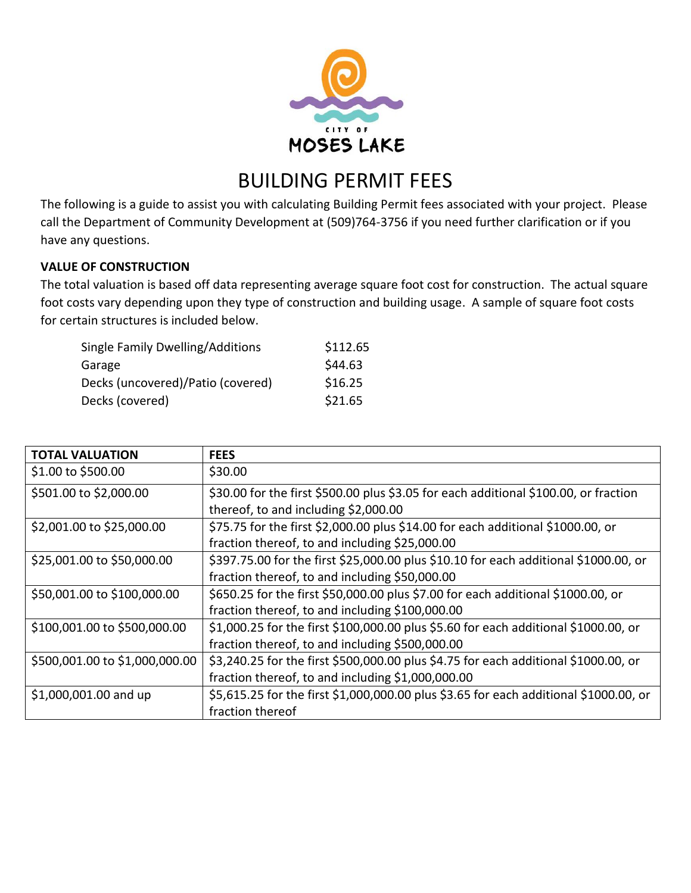CITY OF MOSES LAKE

# BUILDING PERMIT FEES

The following is a guide to assist you with calculating Building Permit fees associated with your project. Please call the Department of Community Development at (509)764-3756 if you need further clarification or if you have any questions.

**VALUE OF CONSTRUCTION**

The total valuation is based off data representing average square foot cost for construction. The actual square foot costs vary depending upon they type of construction and building usage. A sample of square foot costs for certain structures is included below.

| | |
|---|---|
| Single Family Dwelling/Additions | $112.65 |
| Garage | $44.63 |
| Decks (uncovered)/Patio (covered) | $16.25 |
| Decks (covered) | $21.65 |

| **TOTAL VALUATION** | **FEES** |
|---|---|
| $1.00 to $500.00 | $30.00 |
| $501.00 to $2,000.00 | $30.00 for the first $500.00 plus $3.05 for each additional $100.00, or fraction thereof, to and including $2,000.00 |
| $2,001.00 to $25,000.00 | $75.75 for the first $2,000.00 plus $14.00 for each additional $1000.00, or fraction thereof, to and including $25,000.00 |
| $25,001.00 to $50,000.00 | $397.75.00 for the first $25,000.00 plus $10.10 for each additional $1000.00, or fraction thereof, to and including $50,000.00 |
| $50,001.00 to $100,000.00 | $650.25 for the first $50,000.00 plus $7.00 for each additional $1000.00, or fraction thereof, to and including $100,000.00 |
| $100,001.00 to $500,000.00 | $1,000.25 for the first $100,000.00 plus $5.60 for each additional $1000.00, or fraction thereof, to and including $500,000.00 |
| $500,001.00 to $1,000,000.00 | $3,240.25 for the first $500,000.00 plus $4.75 for each additional $1000.00, or fraction thereof, to and including $1,000,000.00 |
| $1,000,001.00 and up | $5,615.25 for the first $1,000,000.00 plus $3.65 for each additional $1000.00, or fraction thereof |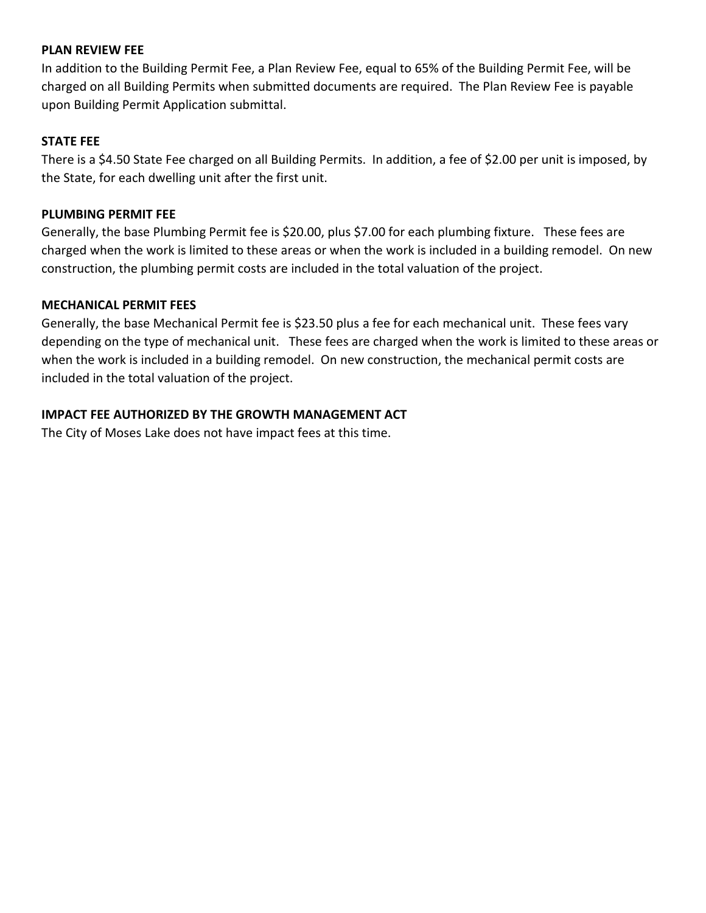**PLAN REVIEW FEE**

In addition to the Building Permit Fee, a Plan Review Fee, equal to 65% of the Building Permit Fee, will be charged on all Building Permits when submitted documents are required. The Plan Review Fee is payable upon Building Permit Application submittal.

**STATE FEE**

There is a $4.50 State Fee charged on all Building Permits. In addition, a fee of $2.00 per unit is imposed, by the State, for each dwelling unit after the first unit.

**PLUMBING PERMIT FEE**

Generally, the base Plumbing Permit fee is $20.00, plus $7.00 for each plumbing fixture. These fees are charged when the work is limited to these areas or when the work is included in a building remodel. On new construction, the plumbing permit costs are included in the total valuation of the project.

**MECHANICAL PERMIT FEES**

Generally, the base Mechanical Permit fee is $23.50 plus a fee for each mechanical unit. These fees vary depending on the type of mechanical unit. These fees are charged when the work is limited to these areas or when the work is included in a building remodel. On new construction, the mechanical permit costs are included in the total valuation of the project.

**IMPACT FEE AUTHORIZED BY THE GROWTH MANAGEMENT ACT**

The City of Moses Lake does not have impact fees at this time.